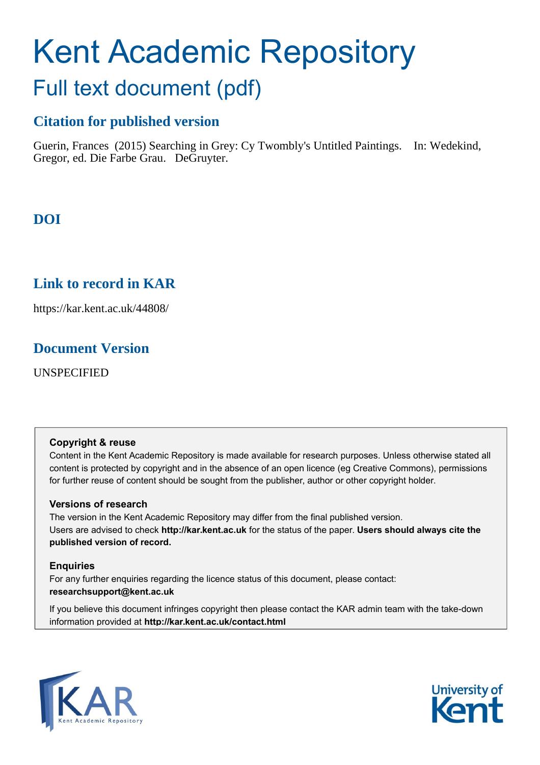# Kent Academic Repository

## Full text document (pdf)

### Citation for published version

Guerin, Frances (2015) Searching in Grey: Cy Twombly's Untitled Paintings. In: Wedekind, Gregor, ed. Die Farbe Grau. DeGruyter.

### DOI

### Link to record in KAR

https://kar.kent.ac.uk/44808/

### Document Version

UNSPECIFIED

**Copyright & reuse**

Content in the Kent Academic Repository is made available for research purposes. Unless otherwise stated all content is protected by copyright and in the absence of an open licence (eg Creative Commons), permissions for further reuse of content should be sought from the publisher, author or other copyright holder.

**Versions of research**

The version in the Kent Academic Repository may differ from the final published version. Users are advised to check **http://kar.kent.ac.uk** for the status of the paper. **Users should always cite the published version of record.**

**Enquiries**

For any further enquiries regarding the licence status of this document, please contact: **researchsupport@kent.ac.uk**

If you believe this document infringes copyright then please contact the KAR admin team with the take-down information provided at **http://kar.kent.ac.uk/contact.html**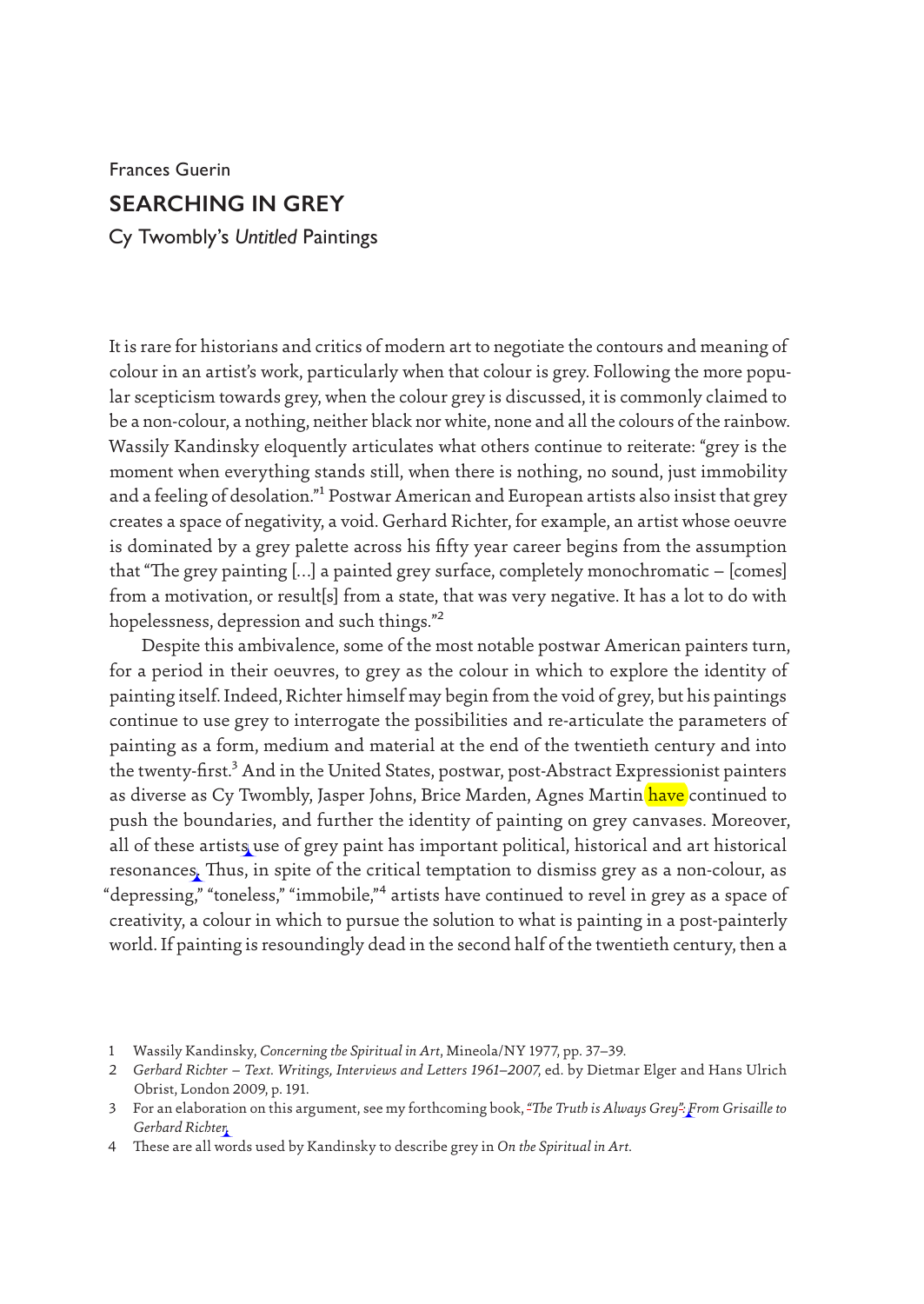Frances Guerin

# SEARCHING IN GREY

## Cy Twombly's *Untitled* Paintings

It is rare for historians and critics of modern art to negotiate the contours and meaning of colour in an artist's work, particularly when that colour is grey. Following the more popular scepticism towards grey, when the colour grey is discussed, it is commonly claimed to be a non-colour, a nothing, neither black nor white, none and all the colours of the rainbow. Wassily Kandinsky eloquently articulates what others continue to reiterate: "grey is the moment when everything stands still, when there is nothing, no sound, just immobility and a feeling of desolation."[1] Postwar American and European artists also insist that grey creates a space of negativity, a void. Gerhard Richter, for example, an artist whose oeuvre is dominated by a grey palette across his fifty year career begins from the assumption that "The grey painting [...] a painted grey surface, completely monochromatic – [comes] from a motivation, or result[s] from a state, that was very negative. It has a lot to do with hopelessness, depression and such things."[2]

Despite this ambivalence, some of the most notable postwar American painters turn, for a period in their oeuvres, to grey as the colour in which to explore the identity of painting itself. Indeed, Richter himself may begin from the void of grey, but his paintings continue to use grey to interrogate the possibilities and re-articulate the parameters of painting as a form, medium and material at the end of the twentieth century and into the twenty-first.[3] And in the United States, postwar, post-Abstract Expressionist painters as diverse as Cy Twombly, Jasper Johns, Brice Marden, Agnes Martin have continued to push the boundaries, and further the identity of painting on grey canvases. Moreover, all of these artists use of grey paint has important political, historical and art historical resonances. Thus, in spite of the critical temptation to dismiss grey as a non-colour, as "depressing," "toneless," "immobile,"[4] artists have continued to revel in grey as a space of creativity, a colour in which to pursue the solution to what is painting in a post-painterly world. If painting is resoundingly dead in the second half of the twentieth century, then a

1 Wassily Kandinsky, *Concerning the Spiritual in Art*, Mineola/NY 1977, pp. 37–39.

2 *Gerhard Richter – Text. Writings, Interviews and Letters 1961–2007*, ed. by Dietmar Elger and Hans Ulrich Obrist, London 2009, p. 191.

3 For an elaboration on this argument, see my forthcoming book, *"The Truth is Always Grey": From Grisaille to Gerhard Richter*.

4 These are all words used by Kandinsky to describe grey in *On the Spiritual in Art*.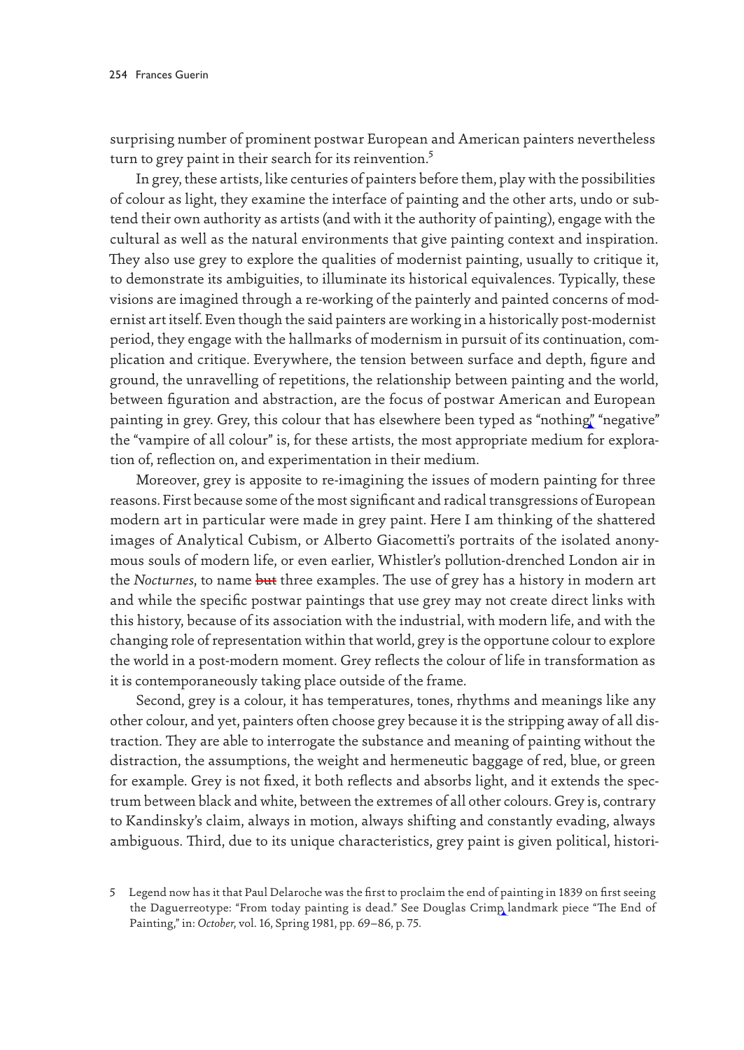surprising number of prominent postwar European and American painters nevertheless turn to grey paint in their search for its reinvention.[5]

In grey, these artists, like centuries of painters before them, play with the possibilities of colour as light, they examine the interface of painting and the other arts, undo or subtend their own authority as artists (and with it the authority of painting), engage with the cultural as well as the natural environments that give painting context and inspiration. They also use grey to explore the qualities of modernist painting, usually to critique it, to demonstrate its ambiguities, to illuminate its historical equivalences. Typically, these visions are imagined through a re-working of the painterly and painted concerns of modernist art itself. Even though the said painters are working in a historically post-modernist period, they engage with the hallmarks of modernism in pursuit of its continuation, complication and critique. Everywhere, the tension between surface and depth, figure and ground, the unravelling of repetitions, the relationship between painting and the world, between figuration and abstraction, are the focus of postwar American and European painting in grey. Grey, this colour that has elsewhere been typed as "nothing" "negative" the "vampire of all colour" is, for these artists, the most appropriate medium for exploration of, reflection on, and experimentation in their medium.

Moreover, grey is apposite to re-imagining the issues of modern painting for three reasons. First because some of the most significant and radical transgressions of European modern art in particular were made in grey paint. Here I am thinking of the shattered images of Analytical Cubism, or Alberto Giacometti's portraits of the isolated anonymous souls of modern life, or even earlier, Whistler's pollution-drenched London air in the *Nocturnes*, to name ~~but~~ three examples. The use of grey has a history in modern art and while the specific postwar paintings that use grey may not create direct links with this history, because of its association with the industrial, with modern life, and with the changing role of representation within that world, grey is the opportune colour to explore the world in a post-modern moment. Grey reflects the colour of life in transformation as it is contemporaneously taking place outside of the frame.

Second, grey is a colour, it has temperatures, tones, rhythms and meanings like any other colour, and yet, painters often choose grey because it is the stripping away of all distraction. They are able to interrogate the substance and meaning of painting without the distraction, the assumptions, the weight and hermeneutic baggage of red, blue, or green for example. Grey is not fixed, it both reflects and absorbs light, and it extends the spectrum between black and white, between the extremes of all other colours. Grey is, contrary to Kandinsky's claim, always in motion, always shifting and constantly evading, always ambiguous. Third, due to its unique characteristics, grey paint is given political, histori-

5 Legend now has it that Paul Delaroche was the first to proclaim the end of painting in 1839 on first seeing the Daguerreotype: "From today painting is dead." See Douglas Crimp landmark piece "The End of Painting," in: *October*, vol. 16, Spring 1981, pp. 69–86, p. 75.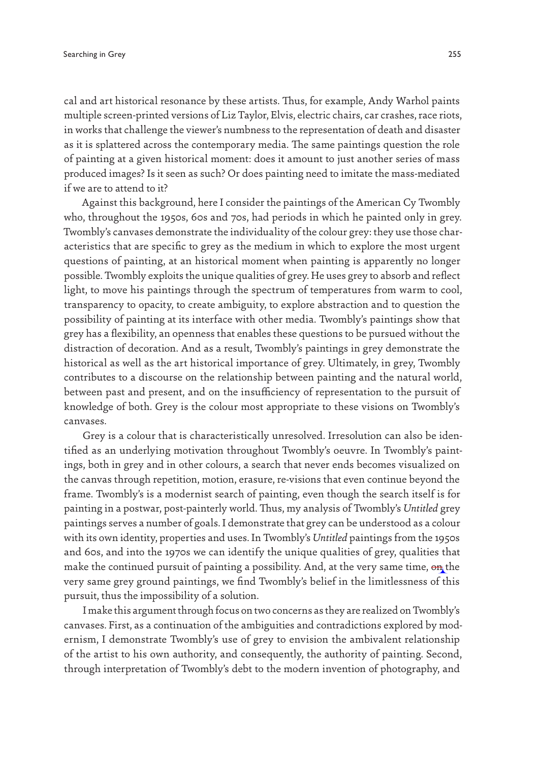cal and art historical resonance by these artists. Thus, for example, Andy Warhol paints multiple screen-printed versions of Liz Taylor, Elvis, electric chairs, car crashes, race riots, in works that challenge the viewer's numbness to the representation of death and disaster as it is splattered across the contemporary media. The same paintings question the role of painting at a given historical moment: does it amount to just another series of mass produced images? Is it seen as such? Or does painting need to imitate the mass-mediated if we are to attend to it?

Against this background, here I consider the paintings of the American Cy Twombly who, throughout the 1950s, 60s and 70s, had periods in which he painted only in grey. Twombly's canvases demonstrate the individuality of the colour grey: they use those characteristics that are specific to grey as the medium in which to explore the most urgent questions of painting, at an historical moment when painting is apparently no longer possible. Twombly exploits the unique qualities of grey. He uses grey to absorb and reflect light, to move his paintings through the spectrum of temperatures from warm to cool, transparency to opacity, to create ambiguity, to explore abstraction and to question the possibility of painting at its interface with other media. Twombly's paintings show that grey has a flexibility, an openness that enables these questions to be pursued without the distraction of decoration. And as a result, Twombly's paintings in grey demonstrate the historical as well as the art historical importance of grey. Ultimately, in grey, Twombly contributes to a discourse on the relationship between painting and the natural world, between past and present, and on the insufficiency of representation to the pursuit of knowledge of both. Grey is the colour most appropriate to these visions on Twombly's canvases.

Grey is a colour that is characteristically unresolved. Irresolution can also be identified as an underlying motivation throughout Twombly's oeuvre. In Twombly's paintings, both in grey and in other colours, a search that never ends becomes visualized on the canvas through repetition, motion, erasure, re-visions that even continue beyond the frame. Twombly's is a modernist search of painting, even though the search itself is for painting in a postwar, post-painterly world. Thus, my analysis of Twombly's *Untitled* grey paintings serves a number of goals. I demonstrate that grey can be understood as a colour with its own identity, properties and uses. In Twombly's *Untitled* paintings from the 1950s and 60s, and into the 1970s we can identify the unique qualities of grey, qualities that make the continued pursuit of painting a possibility. And, at the very same time, on the very same grey ground paintings, we find Twombly's belief in the limitlessness of this pursuit, thus the impossibility of a solution.

I make this argument through focus on two concerns as they are realized on Twombly's canvases. First, as a continuation of the ambiguities and contradictions explored by modernism, I demonstrate Twombly's use of grey to envision the ambivalent relationship of the artist to his own authority, and consequently, the authority of painting. Second, through interpretation of Twombly's debt to the modern invention of photography, and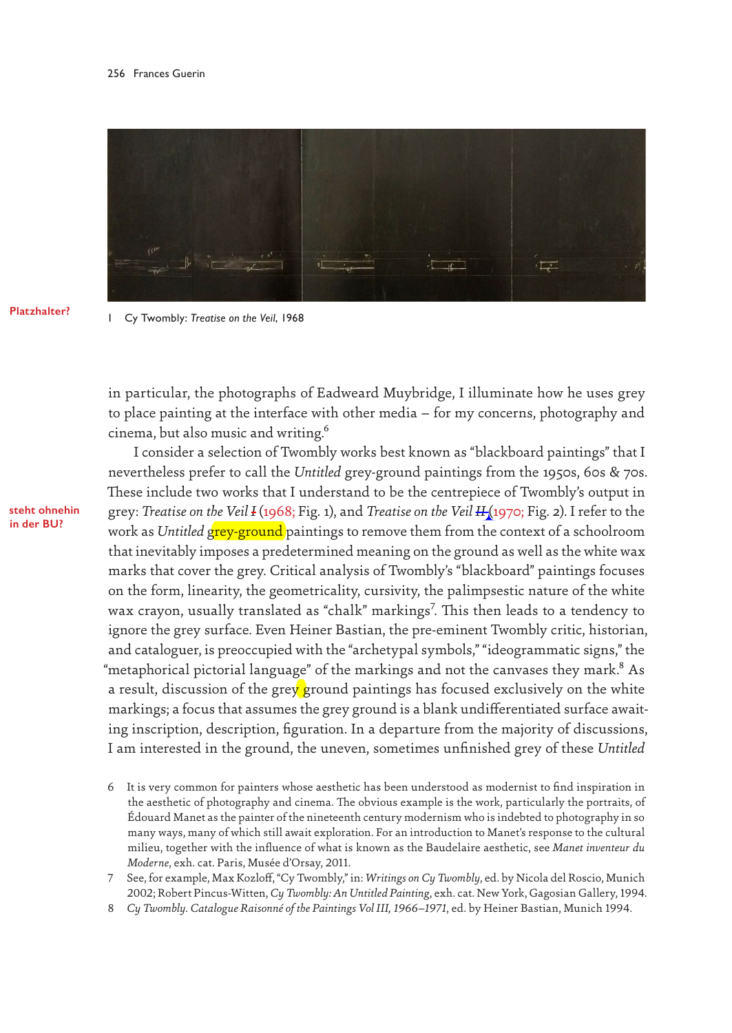1 Cy Twombly: *Treatise on the Veil*, 1968

in particular, the photographs of Eadweard Muybridge, I illuminate how he uses grey to place painting at the interface with other media – for my concerns, photography and cinema, but also music and writing.[6]

I consider a selection of Twombly works best known as "blackboard paintings" that I nevertheless prefer to call the *Untitled* grey-ground paintings from the 1950s, 60s & 70s. These include two works that I understand to be the centrepiece of Twombly's output in grey: *Treatise on the Veil I* (1968; Fig. 1), and *Treatise on the Veil II* (1970; Fig. 2). I refer to the work as *Untitled* grey-ground paintings to remove them from the context of a schoolroom that inevitably imposes a predetermined meaning on the ground as well as the white wax marks that cover the grey. Critical analysis of Twombly's "blackboard" paintings focuses on the form, linearity, the geometricality, cursivity, the palimpsestic nature of the white wax crayon, usually translated as "chalk" markings[7]. This then leads to a tendency to ignore the grey surface. Even Heiner Bastian, the pre-eminent Twombly critic, historian, and cataloguer, is preoccupied with the "archetypal symbols," "ideogrammatic signs," the "metaphorical pictorial language" of the markings and not the canvases they mark.[8] As a result, discussion of the grey ground paintings has focused exclusively on the white markings; a focus that assumes the grey ground is a blank undifferentiated surface awaiting inscription, description, figuration. In a departure from the majority of discussions, I am interested in the ground, the uneven, sometimes unfinished grey of these *Untitled*

6 It is very common for painters whose aesthetic has been understood as modernist to find inspiration in the aesthetic of photography and cinema. The obvious example is the work, particularly the portraits, of Édouard Manet as the painter of the nineteenth century modernism who is indebted to photography in so many ways, many of which still await exploration. For an introduction to Manet's response to the cultural milieu, together with the influence of what is known as the Baudelaire aesthetic, see *Manet inventeur du Moderne*, exh. cat. Paris, Musée d'Orsay, 2011.

7 See, for example, Max Kozloff, "Cy Twombly," in: *Writings on Cy Twombly*, ed. by Nicola del Roscio, Munich 2002; Robert Pincus-Witten, *Cy Twombly: An Untitled Painting*, exh. cat. New York, Gagosian Gallery, 1994.

8 *Cy Twombly. Catalogue Raisonné of the Paintings Vol III, 1966–1971*, ed. by Heiner Bastian, Munich 1994.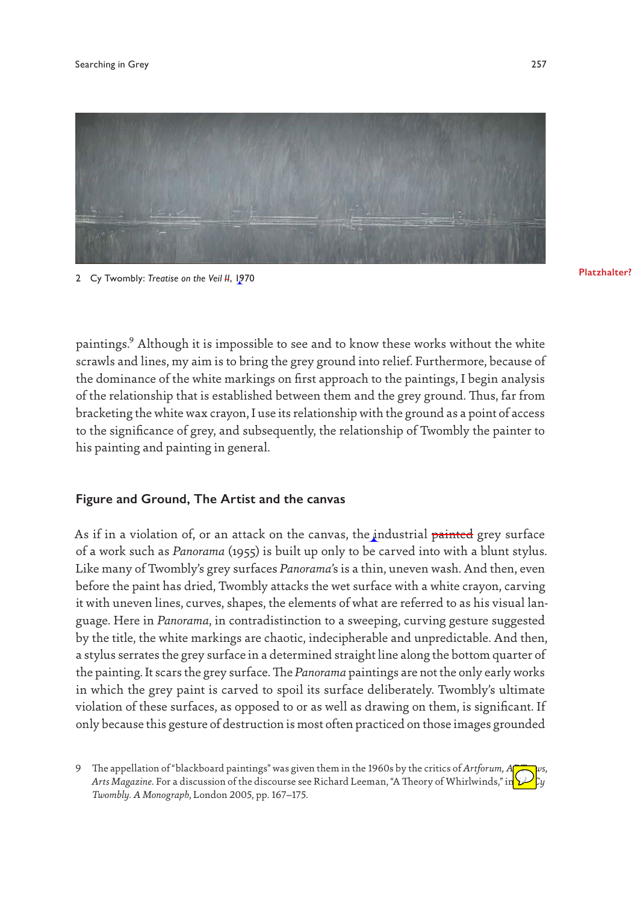2 Cy Twombly: *Treatise on the Veil II*, 1970

paintings.[9] Although it is impossible to see and to know these works without the white scrawls and lines, my aim is to bring the grey ground into relief. Furthermore, because of the dominance of the white markings on first approach to the paintings, I begin analysis of the relationship that is established between them and the grey ground. Thus, far from bracketing the white wax crayon, I use its relationship with the ground as a point of access to the significance of grey, and subsequently, the relationship of Twombly the painter to his painting and painting in general.

## Figure and Ground, The Artist and the canvas

As if in a violation of, or an attack on the canvas, the industrial ~~painted~~ grey surface of a work such as *Panorama* (1955) is built up only to be carved into with a blunt stylus. Like many of Twombly's grey surfaces *Panorama's* is a thin, uneven wash. And then, even before the paint has dried, Twombly attacks the wet surface with a white crayon, carving it with uneven lines, curves, shapes, the elements of what are referred to as his visual language. Here in *Panorama*, in contradistinction to a sweeping, curving gesture suggested by the title, the white markings are chaotic, indecipherable and unpredictable. And then, a stylus serrates the grey surface in a determined straight line along the bottom quarter of the painting. It scars the grey surface. The *Panorama* paintings are not the only early works in which the grey paint is carved to spoil its surface deliberately. Twombly's ultimate violation of these surfaces, as opposed to or as well as drawing on them, is significant. If only because this gesture of destruction is most often practiced on those images grounded

9 The appellation of "blackboard paintings" was given them in the 1960s by the critics of *Artforum, ArtNews, Arts Magazine*. For a discussion of the discourse see Richard Leeman, "A Theory of Whirlwinds," in *Cy Twombly. A Monograph*, London 2005, pp. 167–175.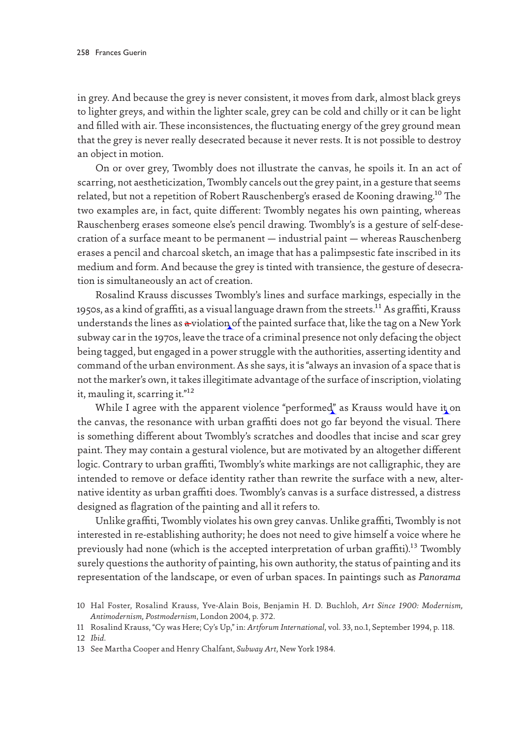in grey. And because the grey is never consistent, it moves from dark, almost black greys to lighter greys, and within the lighter scale, grey can be cold and chilly or it can be light and filled with air. These inconsistences, the fluctuating energy of the grey ground mean that the grey is never really desecrated because it never rests. It is not possible to destroy an object in motion.

On or over grey, Twombly does not illustrate the canvas, he spoils it. In an act of scarring, not aestheticization, Twombly cancels out the grey paint, in a gesture that seems related, but not a repetition of Robert Rauschenberg's erased de Kooning drawing.[10] The two examples are, in fact, quite different: Twombly negates his own painting, whereas Rauschenberg erases someone else's pencil drawing. Twombly's is a gesture of self-desecration of a surface meant to be permanent — industrial paint — whereas Rauschenberg erases a pencil and charcoal sketch, an image that has a palimpsestic fate inscribed in its medium and form. And because the grey is tinted with transience, the gesture of desecration is simultaneously an act of creation.

Rosalind Krauss discusses Twombly's lines and surface markings, especially in the 1950s, as a kind of graffiti, as a visual language drawn from the streets.[11] As graffiti, Krauss understands the lines as a violation of the painted surface that, like the tag on a New York subway car in the 1970s, leave the trace of a criminal presence not only defacing the object being tagged, but engaged in a power struggle with the authorities, asserting identity and command of the urban environment. As she says, it is "always an invasion of a space that is not the marker's own, it takes illegitimate advantage of the surface of inscription, violating it, mauling it, scarring it."[12]

While I agree with the apparent violence "performed" as Krauss would have it on the canvas, the resonance with urban graffiti does not go far beyond the visual. There is something different about Twombly's scratches and doodles that incise and scar grey paint. They may contain a gestural violence, but are motivated by an altogether different logic. Contrary to urban graffiti, Twombly's white markings are not calligraphic, they are intended to remove or deface identity rather than rewrite the surface with a new, alternative identity as urban graffiti does. Twombly's canvas is a surface distressed, a distress designed as flagration of the painting and all it refers to.

Unlike graffiti, Twombly violates his own grey canvas. Unlike graffiti, Twombly is not interested in re-establishing authority; he does not need to give himself a voice where he previously had none (which is the accepted interpretation of urban graffiti).[13] Twombly surely questions the authority of painting, his own authority, the status of painting and its representation of the landscape, or even of urban spaces. In paintings such as *Panorama*

10 Hal Foster, Rosalind Krauss, Yve-Alain Bois, Benjamin H. D. Buchloh, *Art Since 1900: Modernism, Antimodernism, Postmodernism*, London 2004, p. 372.

11 Rosalind Krauss, "Cy was Here; Cy's Up," in: *Artforum International*, vol. 33, no.1, September 1994, p. 118.

12 *Ibid.*

13 See Martha Cooper and Henry Chalfant, *Subway Art*, New York 1984.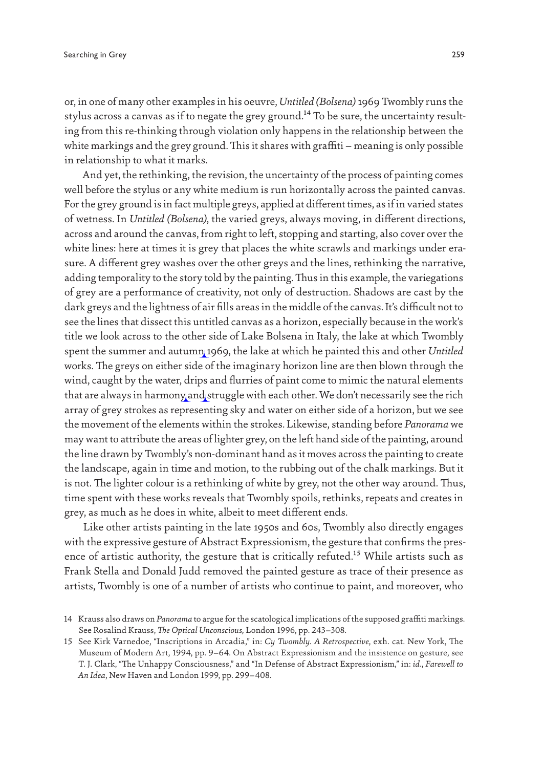or, in one of many other examples in his oeuvre, *Untitled (Bolsena)* 1969 Twombly runs the stylus across a canvas as if to negate the grey ground.[14] To be sure, the uncertainty resulting from this re-thinking through violation only happens in the relationship between the white markings and the grey ground. This it shares with graffiti – meaning is only possible in relationship to what it marks.

And yet, the rethinking, the revision, the uncertainty of the process of painting comes well before the stylus or any white medium is run horizontally across the painted canvas. For the grey ground is in fact multiple greys, applied at different times, as if in varied states of wetness. In *Untitled (Bolsena)*, the varied greys, always moving, in different directions, across and around the canvas, from right to left, stopping and starting, also cover over the white lines: here at times it is grey that places the white scrawls and markings under erasure. A different grey washes over the other greys and the lines, rethinking the narrative, adding temporality to the story told by the painting. Thus in this example, the variegations of grey are a performance of creativity, not only of destruction. Shadows are cast by the dark greys and the lightness of air fills areas in the middle of the canvas. It's difficult not to see the lines that dissect this untitled canvas as a horizon, especially because in the work's title we look across to the other side of Lake Bolsena in Italy, the lake at which Twombly spent the summer and autumn 1969, the lake at which he painted this and other *Untitled* works. The greys on either side of the imaginary horizon line are then blown through the wind, caught by the water, drips and flurries of paint come to mimic the natural elements that are always in harmony and struggle with each other. We don't necessarily see the rich array of grey strokes as representing sky and water on either side of a horizon, but we see the movement of the elements within the strokes. Likewise, standing before *Panorama* we may want to attribute the areas of lighter grey, on the left hand side of the painting, around the line drawn by Twombly's non-dominant hand as it moves across the painting to create the landscape, again in time and motion, to the rubbing out of the chalk markings. But it is not. The lighter colour is a rethinking of white by grey, not the other way around. Thus, time spent with these works reveals that Twombly spoils, rethinks, repeats and creates in grey, as much as he does in white, albeit to meet different ends.

Like other artists painting in the late 1950s and 60s, Twombly also directly engages with the expressive gesture of Abstract Expressionism, the gesture that confirms the presence of artistic authority, the gesture that is critically refuted.[15] While artists such as Frank Stella and Donald Judd removed the painted gesture as trace of their presence as artists, Twombly is one of a number of artists who continue to paint, and moreover, who

14 Krauss also draws on *Panorama* to argue for the scatological implications of the supposed graffiti markings. See Rosalind Krauss, *The Optical Unconscious,* London 1996, pp. 243–308.

15 See Kirk Varnedoe, "Inscriptions in Arcadia," in: *Cy Twombly. A Retrospective*, exh. cat. New York, The Museum of Modern Art, 1994, pp. 9–64. On Abstract Expressionism and the insistence on gesture, see T. J. Clark, "The Unhappy Consciousness," and "In Defense of Abstract Expressionism," in: *id.*, *Farewell to An Idea*, New Haven and London 1999, pp. 299–408.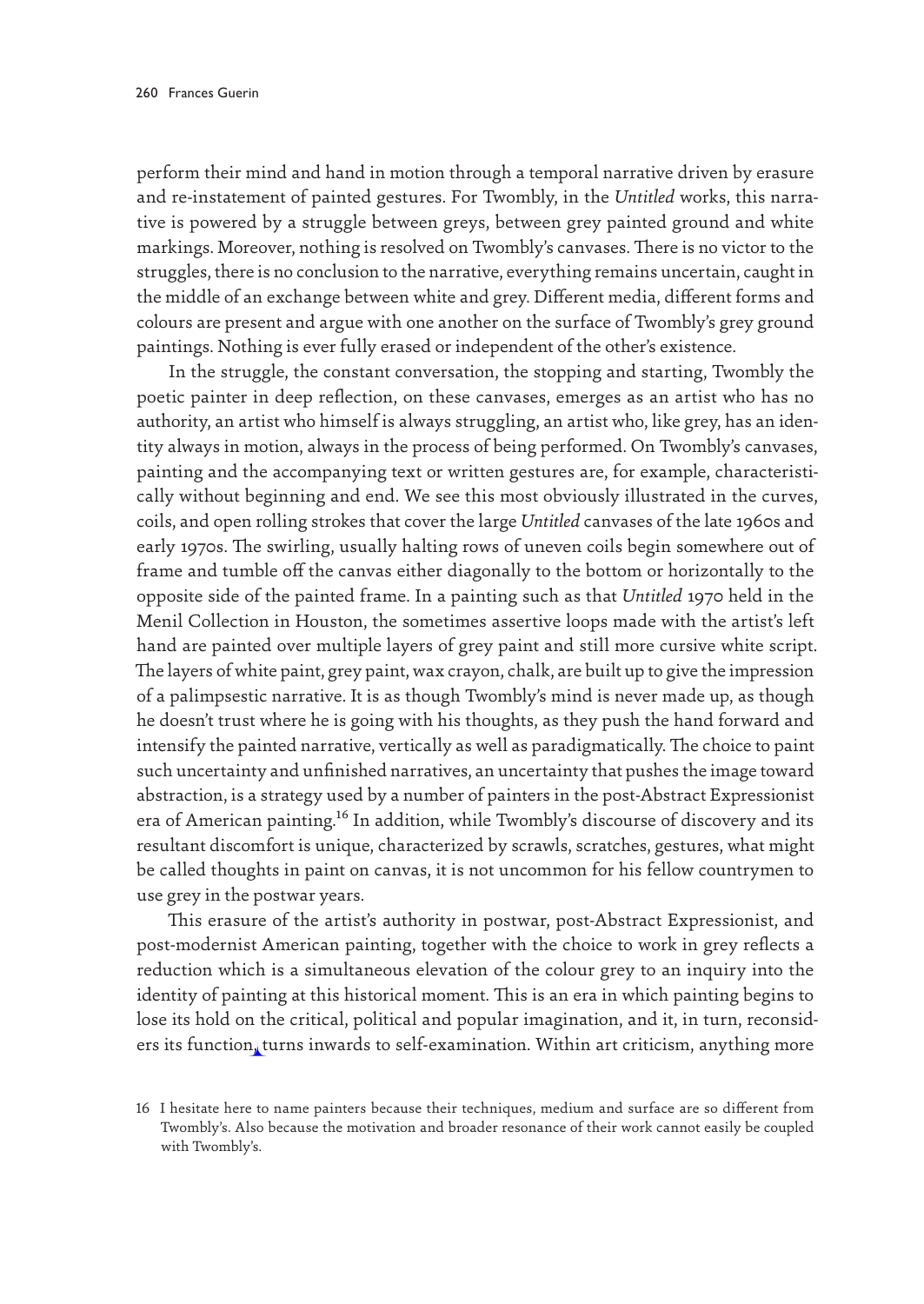perform their mind and hand in motion through a temporal narrative driven by erasure and re-instatement of painted gestures. For Twombly, in the *Untitled* works, this narrative is powered by a struggle between greys, between grey painted ground and white markings. Moreover, nothing is resolved on Twombly's canvases. There is no victor to the struggles, there is no conclusion to the narrative, everything remains uncertain, caught in the middle of an exchange between white and grey. Different media, different forms and colours are present and argue with one another on the surface of Twombly's grey ground paintings. Nothing is ever fully erased or independent of the other's existence.

In the struggle, the constant conversation, the stopping and starting, Twombly the poetic painter in deep reflection, on these canvases, emerges as an artist who has no authority, an artist who himself is always struggling, an artist who, like grey, has an identity always in motion, always in the process of being performed. On Twombly's canvases, painting and the accompanying text or written gestures are, for example, characteristically without beginning and end. We see this most obviously illustrated in the curves, coils, and open rolling strokes that cover the large *Untitled* canvases of the late 1960s and early 1970s. The swirling, usually halting rows of uneven coils begin somewhere out of frame and tumble off the canvas either diagonally to the bottom or horizontally to the opposite side of the painted frame. In a painting such as that *Untitled* 1970 held in the Menil Collection in Houston, the sometimes assertive loops made with the artist's left hand are painted over multiple layers of grey paint and still more cursive white script. The layers of white paint, grey paint, wax crayon, chalk, are built up to give the impression of a palimpsestic narrative. It is as though Twombly's mind is never made up, as though he doesn't trust where he is going with his thoughts, as they push the hand forward and intensify the painted narrative, vertically as well as paradigmatically. The choice to paint such uncertainty and unfinished narratives, an uncertainty that pushes the image toward abstraction, is a strategy used by a number of painters in the post-Abstract Expressionist era of American painting.[16] In addition, while Twombly's discourse of discovery and its resultant discomfort is unique, characterized by scrawls, scratches, gestures, what might be called thoughts in paint on canvas, it is not uncommon for his fellow countrymen to use grey in the postwar years.

This erasure of the artist's authority in postwar, post-Abstract Expressionist, and post-modernist American painting, together with the choice to work in grey reflects a reduction which is a simultaneous elevation of the colour grey to an inquiry into the identity of painting at this historical moment. This is an era in which painting begins to lose its hold on the critical, political and popular imagination, and it, in turn, reconsiders its function, turns inwards to self-examination. Within art criticism, anything more

16 I hesitate here to name painters because their techniques, medium and surface are so different from Twombly's. Also because the motivation and broader resonance of their work cannot easily be coupled with Twombly's.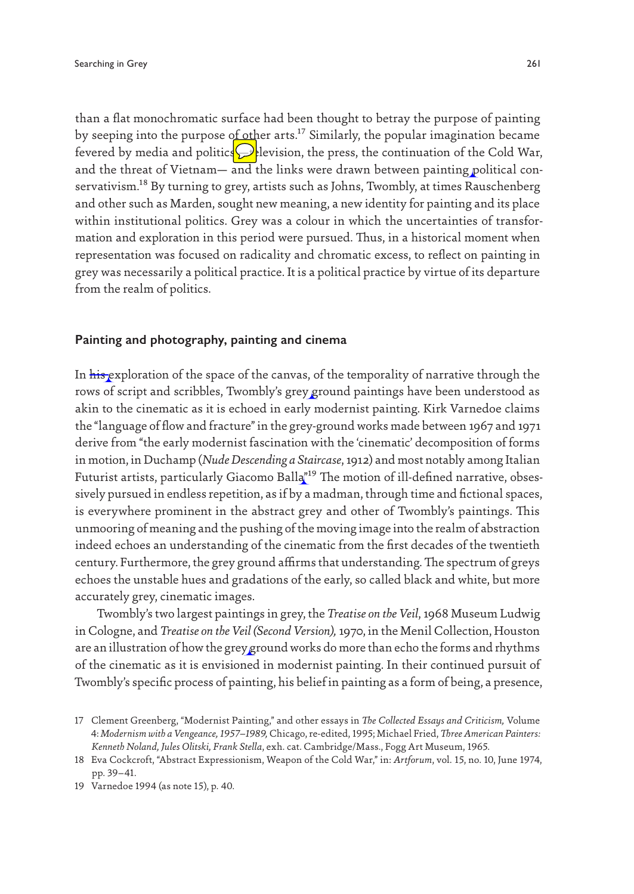than a flat monochromatic surface had been thought to betray the purpose of painting by seeping into the purpose of other arts.[17] Similarly, the popular imagination became fevered by media and politics—television, the press, the continuation of the Cold War, and the threat of Vietnam— and the links were drawn between painting political conservativism.[18] By turning to grey, artists such as Johns, Twombly, at times Rauschenberg and other such as Marden, sought new meaning, a new identity for painting and its place within institutional politics. Grey was a colour in which the uncertainties of transformation and exploration in this period were pursued. Thus, in a historical moment when representation was focused on radicality and chromatic excess, to reflect on painting in grey was necessarily a political practice. It is a political practice by virtue of its departure from the realm of politics.

## Painting and photography, painting and cinema

In his exploration of the space of the canvas, of the temporality of narrative through the rows of script and scribbles, Twombly's grey ground paintings have been understood as akin to the cinematic as it is echoed in early modernist painting. Kirk Varnedoe claims the "language of flow and fracture" in the grey-ground works made between 1967 and 1971 derive from "the early modernist fascination with the 'cinematic' decomposition of forms in motion, in Duchamp (*Nude Descending a Staircase*, 1912) and most notably among Italian Futurist artists, particularly Giacomo Balla"[19] The motion of ill-defined narrative, obsessively pursued in endless repetition, as if by a madman, through time and fictional spaces, is everywhere prominent in the abstract grey and other of Twombly's paintings. This unmooring of meaning and the pushing of the moving image into the realm of abstraction indeed echoes an understanding of the cinematic from the first decades of the twentieth century. Furthermore, the grey ground affirms that understanding. The spectrum of greys echoes the unstable hues and gradations of the early, so called black and white, but more accurately grey, cinematic images.

Twombly's two largest paintings in grey, the *Treatise on the Veil*, 1968 Museum Ludwig in Cologne, and *Treatise on the Veil (Second Version),* 1970, in the Menil Collection, Houston are an illustration of how the grey ground works do more than echo the forms and rhythms of the cinematic as it is envisioned in modernist painting. In their continued pursuit of Twombly's specific process of painting, his belief in painting as a form of being, a presence,

17 Clement Greenberg, "Modernist Painting," and other essays in *The Collected Essays and Criticism,* Volume 4: *Modernism with a Vengeance, 1957–1989,* Chicago, re-edited, 1995; Michael Fried, *Three American Painters: Kenneth Noland, Jules Olitski, Frank Stella*, exh. cat. Cambridge/Mass., Fogg Art Museum, 1965.

18 Eva Cockcroft, "Abstract Expressionism, Weapon of the Cold War," in: *Artforum*, vol. 15, no. 10, June 1974, pp. 39–41.

19 Varnedoe 1994 (as note 15), p. 40.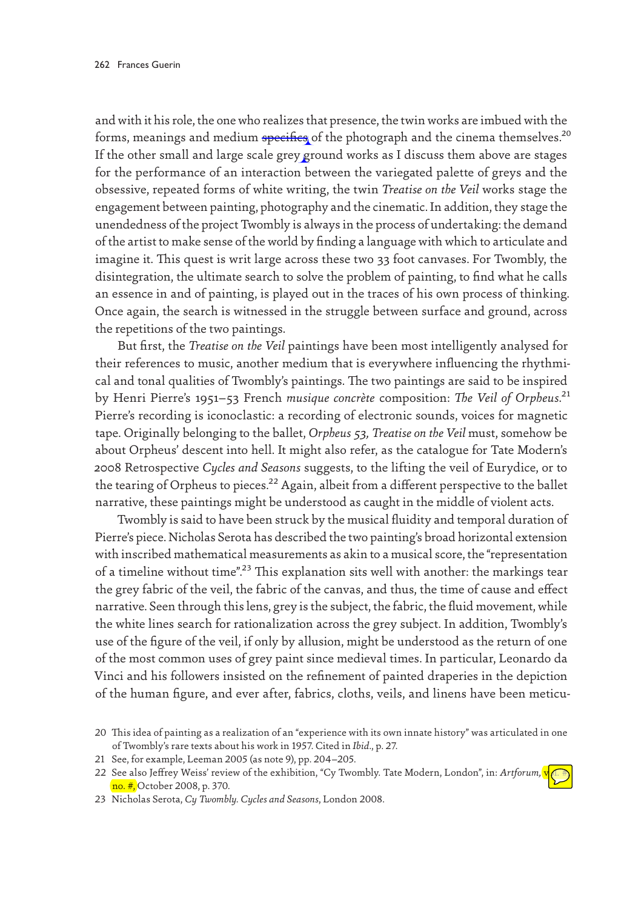and with it his role, the one who realizes that presence, the twin works are imbued with the forms, meanings and medium specifics of the photograph and the cinema themselves.[20] If the other small and large scale grey ground works as I discuss them above are stages for the performance of an interaction between the variegated palette of greys and the obsessive, repeated forms of white writing, the twin *Treatise on the Veil* works stage the engagement between painting, photography and the cinematic. In addition, they stage the unendedness of the project Twombly is always in the process of undertaking: the demand of the artist to make sense of the world by finding a language with which to articulate and imagine it. This quest is writ large across these two 33 foot canvases. For Twombly, the disintegration, the ultimate search to solve the problem of painting, to find what he calls an essence in and of painting, is played out in the traces of his own process of thinking. Once again, the search is witnessed in the struggle between surface and ground, across the repetitions of the two paintings.

But first, the *Treatise on the Veil* paintings have been most intelligently analysed for their references to music, another medium that is everywhere influencing the rhythmical and tonal qualities of Twombly's paintings. The two paintings are said to be inspired by Henri Pierre's 1951–53 French *musique concrète* composition: *The Veil of Orpheus*.[21] Pierre's recording is iconoclastic: a recording of electronic sounds, voices for magnetic tape. Originally belonging to the ballet, *Orpheus 53, Treatise on the Veil* must, somehow be about Orpheus' descent into hell. It might also refer, as the catalogue for Tate Modern's 2008 Retrospective *Cycles and Seasons* suggests, to the lifting the veil of Eurydice, or to the tearing of Orpheus to pieces.[22] Again, albeit from a different perspective to the ballet narrative, these paintings might be understood as caught in the middle of violent acts.

Twombly is said to have been struck by the musical fluidity and temporal duration of Pierre's piece. Nicholas Serota has described the two painting's broad horizontal extension with inscribed mathematical measurements as akin to a musical score, the "representation of a timeline without time".[23] This explanation sits well with another: the markings tear the grey fabric of the veil, the fabric of the canvas, and thus, the time of cause and effect narrative. Seen through this lens, grey is the subject, the fabric, the fluid movement, while the white lines search for rationalization across the grey subject. In addition, Twombly's use of the figure of the veil, if only by allusion, might be understood as the return of one of the most common uses of grey paint since medieval times. In particular, Leonardo da Vinci and his followers insisted on the refinement of painted draperies in the depiction of the human figure, and ever after, fabrics, cloths, veils, and linens have been meticu-

20 This idea of painting as a realization of an "experience with its own innate history" was articulated in one of Twombly's rare texts about his work in 1957. Cited in *Ibid*., p. 27.

21 See, for example, Leeman 2005 (as note 9), pp. 204–205.

22 See also Jeffrey Weiss' review of the exhibition, "Cy Twombly. Tate Modern, London", in: *Artforum,* vol. #, no. #, October 2008, p. 370.

23 Nicholas Serota, *Cy Twombly. Cycles and Seasons*, London 2008.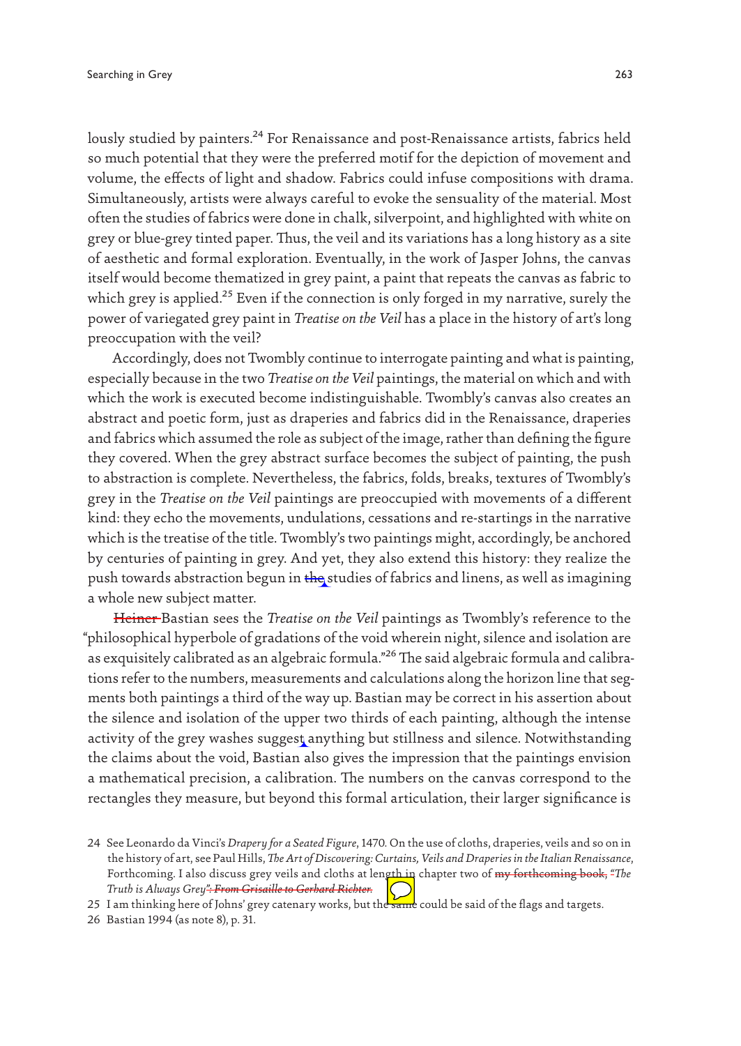lously studied by painters.[24] For Renaissance and post-Renaissance artists, fabrics held so much potential that they were the preferred motif for the depiction of movement and volume, the effects of light and shadow. Fabrics could infuse compositions with drama. Simultaneously, artists were always careful to evoke the sensuality of the material. Most often the studies of fabrics were done in chalk, silverpoint, and highlighted with white on grey or blue-grey tinted paper. Thus, the veil and its variations has a long history as a site of aesthetic and formal exploration. Eventually, in the work of Jasper Johns, the canvas itself would become thematized in grey paint, a paint that repeats the canvas as fabric to which grey is applied.[25] Even if the connection is only forged in my narrative, surely the power of variegated grey paint in *Treatise on the Veil* has a place in the history of art's long preoccupation with the veil?

Accordingly, does not Twombly continue to interrogate painting and what is painting, especially because in the two *Treatise on the Veil* paintings, the material on which and with which the work is executed become indistinguishable. Twombly's canvas also creates an abstract and poetic form, just as draperies and fabrics did in the Renaissance, draperies and fabrics which assumed the role as subject of the image, rather than defining the figure they covered. When the grey abstract surface becomes the subject of painting, the push to abstraction is complete. Nevertheless, the fabrics, folds, breaks, textures of Twombly's grey in the *Treatise on the Veil* paintings are preoccupied with movements of a different kind: they echo the movements, undulations, cessations and re-startings in the narrative which is the treatise of the title. Twombly's two paintings might, accordingly, be anchored by centuries of painting in grey. And yet, they also extend this history: they realize the push towards abstraction begun in ~~the~~ studies of fabrics and linens, as well as imagining a whole new subject matter.

~~Heiner~~ Bastian sees the *Treatise on the Veil* paintings as Twombly's reference to the "philosophical hyperbole of gradations of the void wherein night, silence and isolation are as exquisitely calibrated as an algebraic formula."[26] The said algebraic formula and calibrations refer to the numbers, measurements and calculations along the horizon line that segments both paintings a third of the way up. Bastian may be correct in his assertion about the silence and isolation of the upper two thirds of each painting, although the intense activity of the grey washes suggest anything but stillness and silence. Notwithstanding the claims about the void, Bastian also gives the impression that the paintings envision a mathematical precision, a calibration. The numbers on the canvas correspond to the rectangles they measure, but beyond this formal articulation, their larger significance is

24 See Leonardo da Vinci's *Drapery for a Seated Figure*, 1470. On the use of cloths, draperies, veils and so on in the history of art, see Paul Hills, *The Art of Discovering: Curtains, Veils and Draperies in the Italian Renaissance*, Forthcoming. I also discuss grey veils and cloths at length in chapter two of ~~my forthcoming book,~~ ~~"~~*The Truth is Always Grey*~~": From Grisaille to Gerhard Richter.~~

25 I am thinking here of Johns' grey catenary works, but the ~~same~~ could be said of the flags and targets.

26 Bastian 1994 (as note 8), p. 31.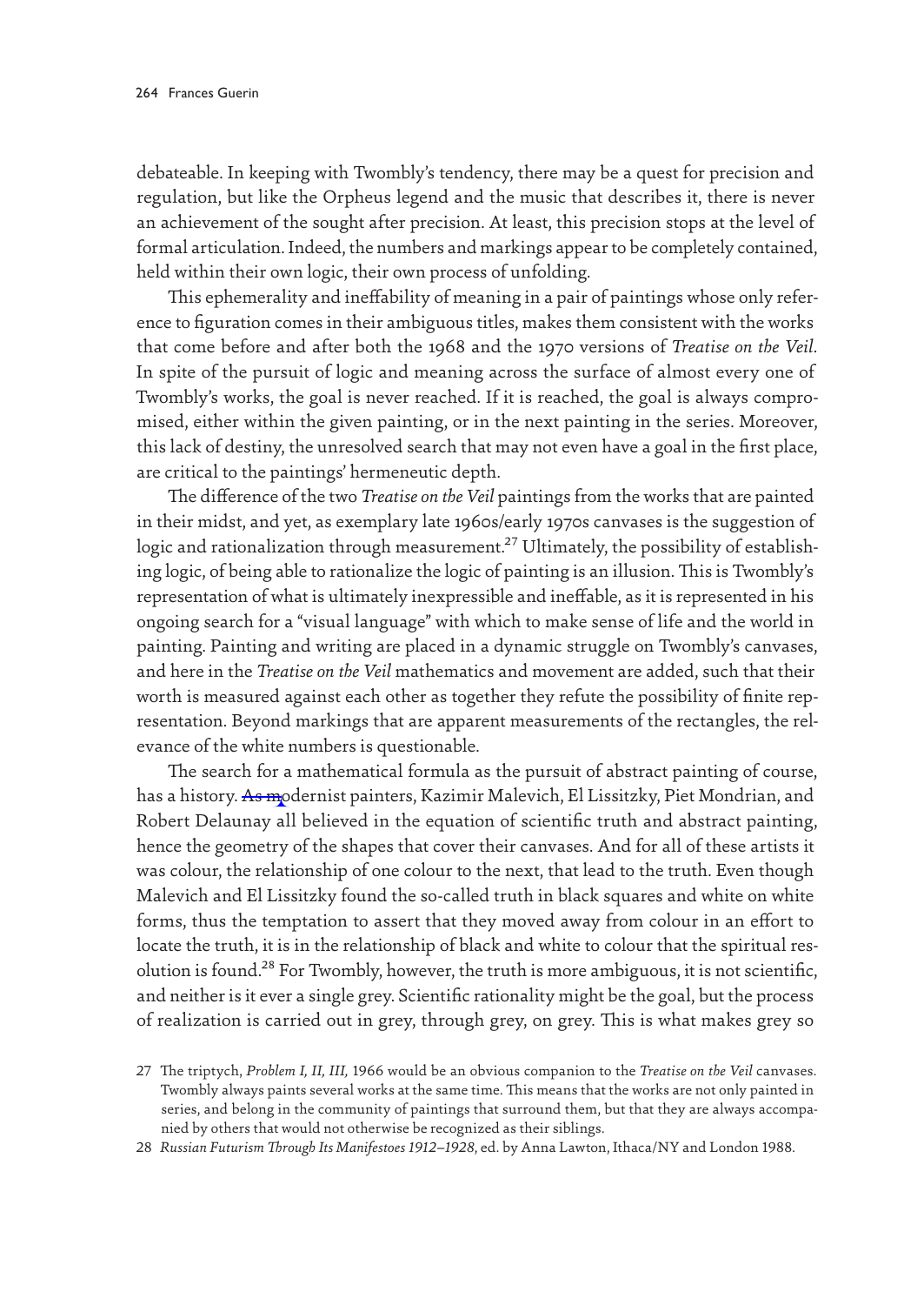debateable. In keeping with Twombly's tendency, there may be a quest for precision and regulation, but like the Orpheus legend and the music that describes it, there is never an achievement of the sought after precision. At least, this precision stops at the level of formal articulation. Indeed, the numbers and markings appear to be completely contained, held within their own logic, their own process of unfolding.

This ephemerality and ineffability of meaning in a pair of paintings whose only reference to figuration comes in their ambiguous titles, makes them consistent with the works that come before and after both the 1968 and the 1970 versions of *Treatise on the Veil*. In spite of the pursuit of logic and meaning across the surface of almost every one of Twombly's works, the goal is never reached. If it is reached, the goal is always compromised, either within the given painting, or in the next painting in the series. Moreover, this lack of destiny, the unresolved search that may not even have a goal in the first place, are critical to the paintings' hermeneutic depth.

The difference of the two *Treatise on the Veil* paintings from the works that are painted in their midst, and yet, as exemplary late 1960s/early 1970s canvases is the suggestion of logic and rationalization through measurement.[27] Ultimately, the possibility of establishing logic, of being able to rationalize the logic of painting is an illusion. This is Twombly's representation of what is ultimately inexpressible and ineffable, as it is represented in his ongoing search for a "visual language" with which to make sense of life and the world in painting. Painting and writing are placed in a dynamic struggle on Twombly's canvases, and here in the *Treatise on the Veil* mathematics and movement are added, such that their worth is measured against each other as together they refute the possibility of finite representation. Beyond markings that are apparent measurements of the rectangles, the relevance of the white numbers is questionable.

The search for a mathematical formula as the pursuit of abstract painting of course, has a history. ~~As m~~odernist painters, Kazimir Malevich, El Lissitzky, Piet Mondrian, and Robert Delaunay all believed in the equation of scientific truth and abstract painting, hence the geometry of the shapes that cover their canvases. And for all of these artists it was colour, the relationship of one colour to the next, that lead to the truth. Even though Malevich and El Lissitzky found the so-called truth in black squares and white on white forms, thus the temptation to assert that they moved away from colour in an effort to locate the truth, it is in the relationship of black and white to colour that the spiritual resolution is found.[28] For Twombly, however, the truth is more ambiguous, it is not scientific, and neither is it ever a single grey. Scientific rationality might be the goal, but the process of realization is carried out in grey, through grey, on grey. This is what makes grey so

27 The triptych, *Problem I, II, III,* 1966 would be an obvious companion to the *Treatise on the Veil* canvases. Twombly always paints several works at the same time. This means that the works are not only painted in series, and belong in the community of paintings that surround them, but that they are always accompanied by others that would not otherwise be recognized as their siblings.

28 *Russian Futurism Through Its Manifestoes 1912–1928*, ed. by Anna Lawton, Ithaca/NY and London 1988.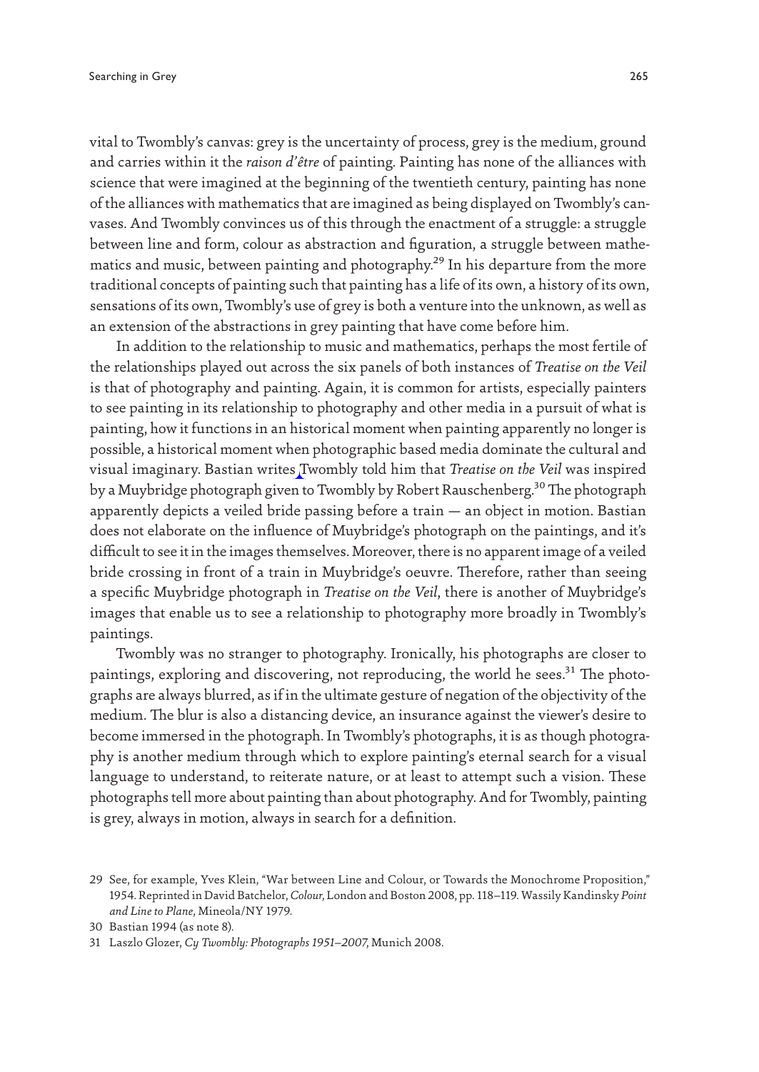vital to Twombly's canvas: grey is the uncertainty of process, grey is the medium, ground and carries within it the *raison d'être* of painting. Painting has none of the alliances with science that were imagined at the beginning of the twentieth century, painting has none of the alliances with mathematics that are imagined as being displayed on Twombly's canvases. And Twombly convinces us of this through the enactment of a struggle: a struggle between line and form, colour as abstraction and figuration, a struggle between mathematics and music, between painting and photography.[29] In his departure from the more traditional concepts of painting such that painting has a life of its own, a history of its own, sensations of its own, Twombly's use of grey is both a venture into the unknown, as well as an extension of the abstractions in grey painting that have come before him.

In addition to the relationship to music and mathematics, perhaps the most fertile of the relationships played out across the six panels of both instances of *Treatise on the Veil* is that of photography and painting. Again, it is common for artists, especially painters to see painting in its relationship to photography and other media in a pursuit of what is painting, how it functions in an historical moment when painting apparently no longer is possible, a historical moment when photographic based media dominate the cultural and visual imaginary. Bastian writes Twombly told him that *Treatise on the Veil* was inspired by a Muybridge photograph given to Twombly by Robert Rauschenberg.[30] The photograph apparently depicts a veiled bride passing before a train — an object in motion. Bastian does not elaborate on the influence of Muybridge's photograph on the paintings, and it's difficult to see it in the images themselves. Moreover, there is no apparent image of a veiled bride crossing in front of a train in Muybridge's oeuvre. Therefore, rather than seeing a specific Muybridge photograph in *Treatise on the Veil*, there is another of Muybridge's images that enable us to see a relationship to photography more broadly in Twombly's paintings.

Twombly was no stranger to photography. Ironically, his photographs are closer to paintings, exploring and discovering, not reproducing, the world he sees.[31] The photographs are always blurred, as if in the ultimate gesture of negation of the objectivity of the medium. The blur is also a distancing device, an insurance against the viewer's desire to become immersed in the photograph. In Twombly's photographs, it is as though photography is another medium through which to explore painting's eternal search for a visual language to understand, to reiterate nature, or at least to attempt such a vision. These photographs tell more about painting than about photography. And for Twombly, painting is grey, always in motion, always in search for a definition.

29 See, for example, Yves Klein, "War between Line and Colour, or Towards the Monochrome Proposition," 1954. Reprinted in David Batchelor, *Colour*, London and Boston 2008, pp. 118–119. Wassily Kandinsky *Point and Line to Plane*, Mineola/NY 1979.

30 Bastian 1994 (as note 8).

31 Laszlo Glozer, *Cy Twombly: Photographs 1951–2007*, Munich 2008.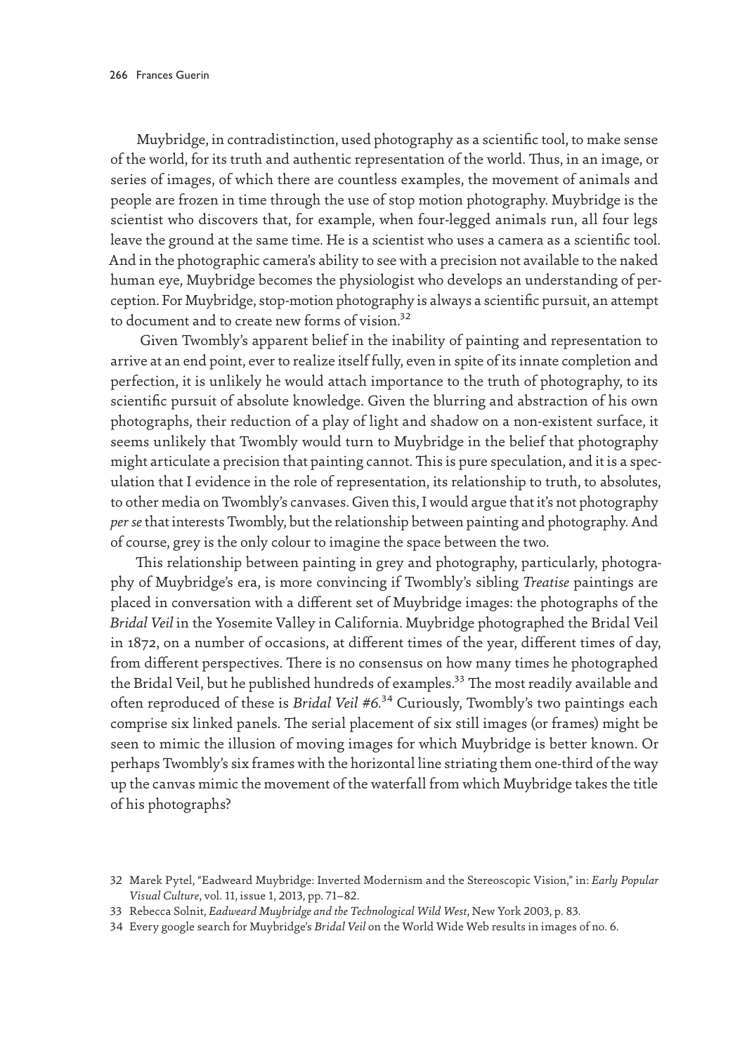Muybridge, in contradistinction, used photography as a scientific tool, to make sense of the world, for its truth and authentic representation of the world. Thus, in an image, or series of images, of which there are countless examples, the movement of animals and people are frozen in time through the use of stop motion photography. Muybridge is the scientist who discovers that, for example, when four-legged animals run, all four legs leave the ground at the same time. He is a scientist who uses a camera as a scientific tool. And in the photographic camera's ability to see with a precision not available to the naked human eye, Muybridge becomes the physiologist who develops an understanding of perception. For Muybridge, stop-motion photography is always a scientific pursuit, an attempt to document and to create new forms of vision.[32]

Given Twombly's apparent belief in the inability of painting and representation to arrive at an end point, ever to realize itself fully, even in spite of its innate completion and perfection, it is unlikely he would attach importance to the truth of photography, to its scientific pursuit of absolute knowledge. Given the blurring and abstraction of his own photographs, their reduction of a play of light and shadow on a non-existent surface, it seems unlikely that Twombly would turn to Muybridge in the belief that photography might articulate a precision that painting cannot. This is pure speculation, and it is a speculation that I evidence in the role of representation, its relationship to truth, to absolutes, to other media on Twombly's canvases. Given this, I would argue that it's not photography *per se* that interests Twombly, but the relationship between painting and photography. And of course, grey is the only colour to imagine the space between the two.

This relationship between painting in grey and photography, particularly, photography of Muybridge's era, is more convincing if Twombly's sibling *Treatise* paintings are placed in conversation with a different set of Muybridge images: the photographs of the *Bridal Veil* in the Yosemite Valley in California. Muybridge photographed the Bridal Veil in 1872, on a number of occasions, at different times of the year, different times of day, from different perspectives. There is no consensus on how many times he photographed the Bridal Veil, but he published hundreds of examples.[33] The most readily available and often reproduced of these is *Bridal Veil #6.*[34] Curiously, Twombly's two paintings each comprise six linked panels. The serial placement of six still images (or frames) might be seen to mimic the illusion of moving images for which Muybridge is better known. Or perhaps Twombly's six frames with the horizontal line striating them one-third of the way up the canvas mimic the movement of the waterfall from which Muybridge takes the title of his photographs?

32 Marek Pytel, "Eadweard Muybridge: Inverted Modernism and the Stereoscopic Vision," in: *Early Popular Visual Culture*, vol. 11, issue 1, 2013, pp. 71–82.

33 Rebecca Solnit, *Eadweard Muybridge and the Technological Wild West*, New York 2003, p. 83.

34 Every google search for Muybridge's *Bridal Veil* on the World Wide Web results in images of no. 6.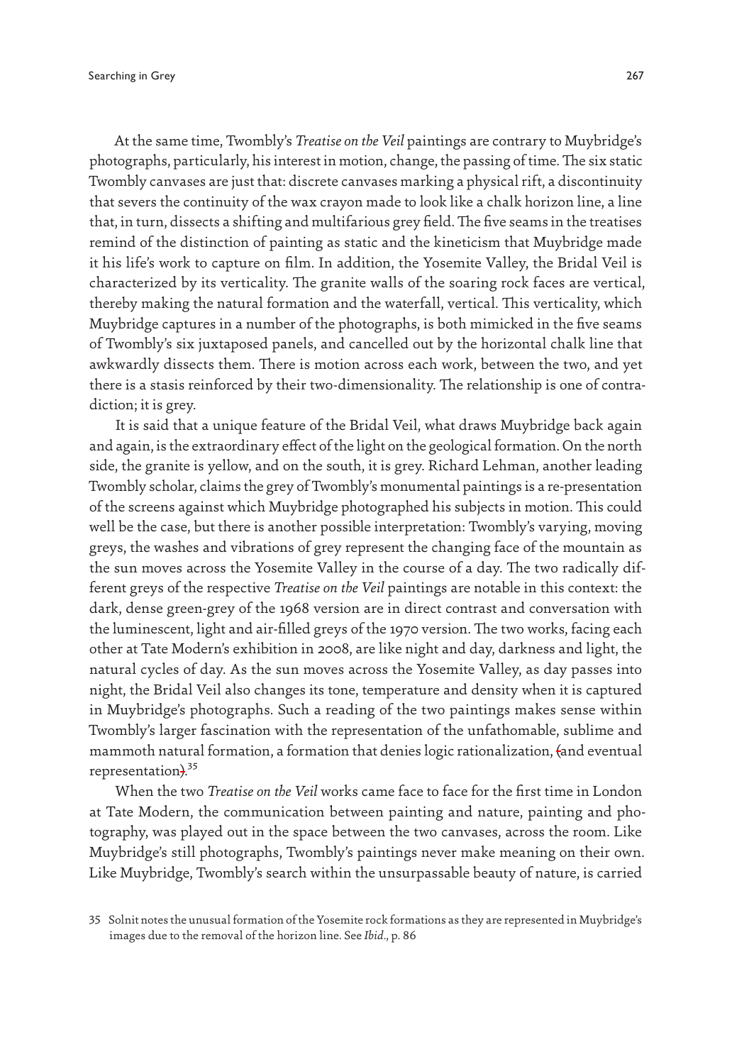At the same time, Twombly's *Treatise on the Veil* paintings are contrary to Muybridge's photographs, particularly, his interest in motion, change, the passing of time. The six static Twombly canvases are just that: discrete canvases marking a physical rift, a discontinuity that severs the continuity of the wax crayon made to look like a chalk horizon line, a line that, in turn, dissects a shifting and multifarious grey field. The five seams in the treatises remind of the distinction of painting as static and the kineticism that Muybridge made it his life's work to capture on film. In addition, the Yosemite Valley, the Bridal Veil is characterized by its verticality. The granite walls of the soaring rock faces are vertical, thereby making the natural formation and the waterfall, vertical. This verticality, which Muybridge captures in a number of the photographs, is both mimicked in the five seams of Twombly's six juxtaposed panels, and cancelled out by the horizontal chalk line that awkwardly dissects them. There is motion across each work, between the two, and yet there is a stasis reinforced by their two-dimensionality. The relationship is one of contradiction; it is grey.

It is said that a unique feature of the Bridal Veil, what draws Muybridge back again and again, is the extraordinary effect of the light on the geological formation. On the north side, the granite is yellow, and on the south, it is grey. Richard Lehman, another leading Twombly scholar, claims the grey of Twombly's monumental paintings is a re-presentation of the screens against which Muybridge photographed his subjects in motion. This could well be the case, but there is another possible interpretation: Twombly's varying, moving greys, the washes and vibrations of grey represent the changing face of the mountain as the sun moves across the Yosemite Valley in the course of a day. The two radically different greys of the respective *Treatise on the Veil* paintings are notable in this context: the dark, dense green-grey of the 1968 version are in direct contrast and conversation with the luminescent, light and air-filled greys of the 1970 version. The two works, facing each other at Tate Modern's exhibition in 2008, are like night and day, darkness and light, the natural cycles of day. As the sun moves across the Yosemite Valley, as day passes into night, the Bridal Veil also changes its tone, temperature and density when it is captured in Muybridge's photographs. Such a reading of the two paintings makes sense within Twombly's larger fascination with the representation of the unfathomable, sublime and mammoth natural formation, a formation that denies logic rationalization, (and eventual representation).[35]

When the two *Treatise on the Veil* works came face to face for the first time in London at Tate Modern, the communication between painting and nature, painting and photography, was played out in the space between the two canvases, across the room. Like Muybridge's still photographs, Twombly's paintings never make meaning on their own. Like Muybridge, Twombly's search within the unsurpassable beauty of nature, is carried

35 Solnit notes the unusual formation of the Yosemite rock formations as they are represented in Muybridge's images due to the removal of the horizon line. See *Ibid*., p. 86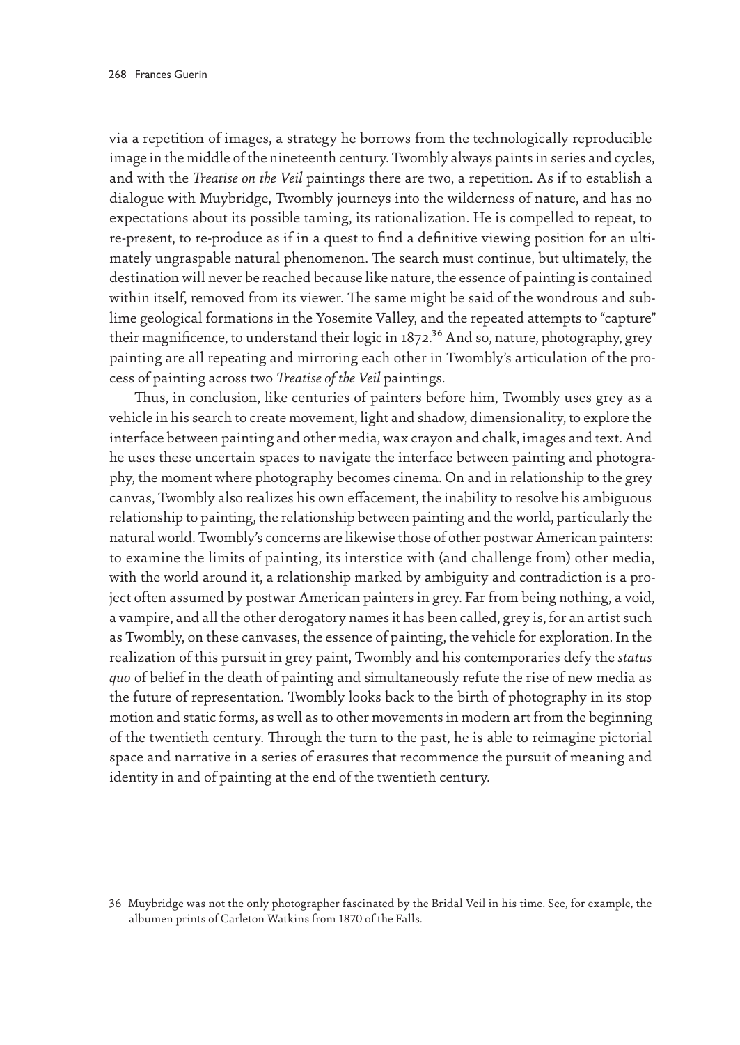via a repetition of images, a strategy he borrows from the technologically reproducible image in the middle of the nineteenth century. Twombly always paints in series and cycles, and with the *Treatise on the Veil* paintings there are two, a repetition. As if to establish a dialogue with Muybridge, Twombly journeys into the wilderness of nature, and has no expectations about its possible taming, its rationalization. He is compelled to repeat, to re-present, to re-produce as if in a quest to find a definitive viewing position for an ultimately ungraspable natural phenomenon. The search must continue, but ultimately, the destination will never be reached because like nature, the essence of painting is contained within itself, removed from its viewer. The same might be said of the wondrous and sublime geological formations in the Yosemite Valley, and the repeated attempts to "capture" their magnificence, to understand their logic in 1872.[36] And so, nature, photography, grey painting are all repeating and mirroring each other in Twombly's articulation of the process of painting across two *Treatise of the Veil* paintings.

Thus, in conclusion, like centuries of painters before him, Twombly uses grey as a vehicle in his search to create movement, light and shadow, dimensionality, to explore the interface between painting and other media, wax crayon and chalk, images and text. And he uses these uncertain spaces to navigate the interface between painting and photography, the moment where photography becomes cinema. On and in relationship to the grey canvas, Twombly also realizes his own effacement, the inability to resolve his ambiguous relationship to painting, the relationship between painting and the world, particularly the natural world. Twombly's concerns are likewise those of other postwar American painters: to examine the limits of painting, its interstice with (and challenge from) other media, with the world around it, a relationship marked by ambiguity and contradiction is a project often assumed by postwar American painters in grey. Far from being nothing, a void, a vampire, and all the other derogatory names it has been called, grey is, for an artist such as Twombly, on these canvases, the essence of painting, the vehicle for exploration. In the realization of this pursuit in grey paint, Twombly and his contemporaries defy the *status quo* of belief in the death of painting and simultaneously refute the rise of new media as the future of representation. Twombly looks back to the birth of photography in its stop motion and static forms, as well as to other movements in modern art from the beginning of the twentieth century. Through the turn to the past, he is able to reimagine pictorial space and narrative in a series of erasures that recommence the pursuit of meaning and identity in and of painting at the end of the twentieth century.

36 Muybridge was not the only photographer fascinated by the Bridal Veil in his time. See, for example, the albumen prints of Carleton Watkins from 1870 of the Falls.